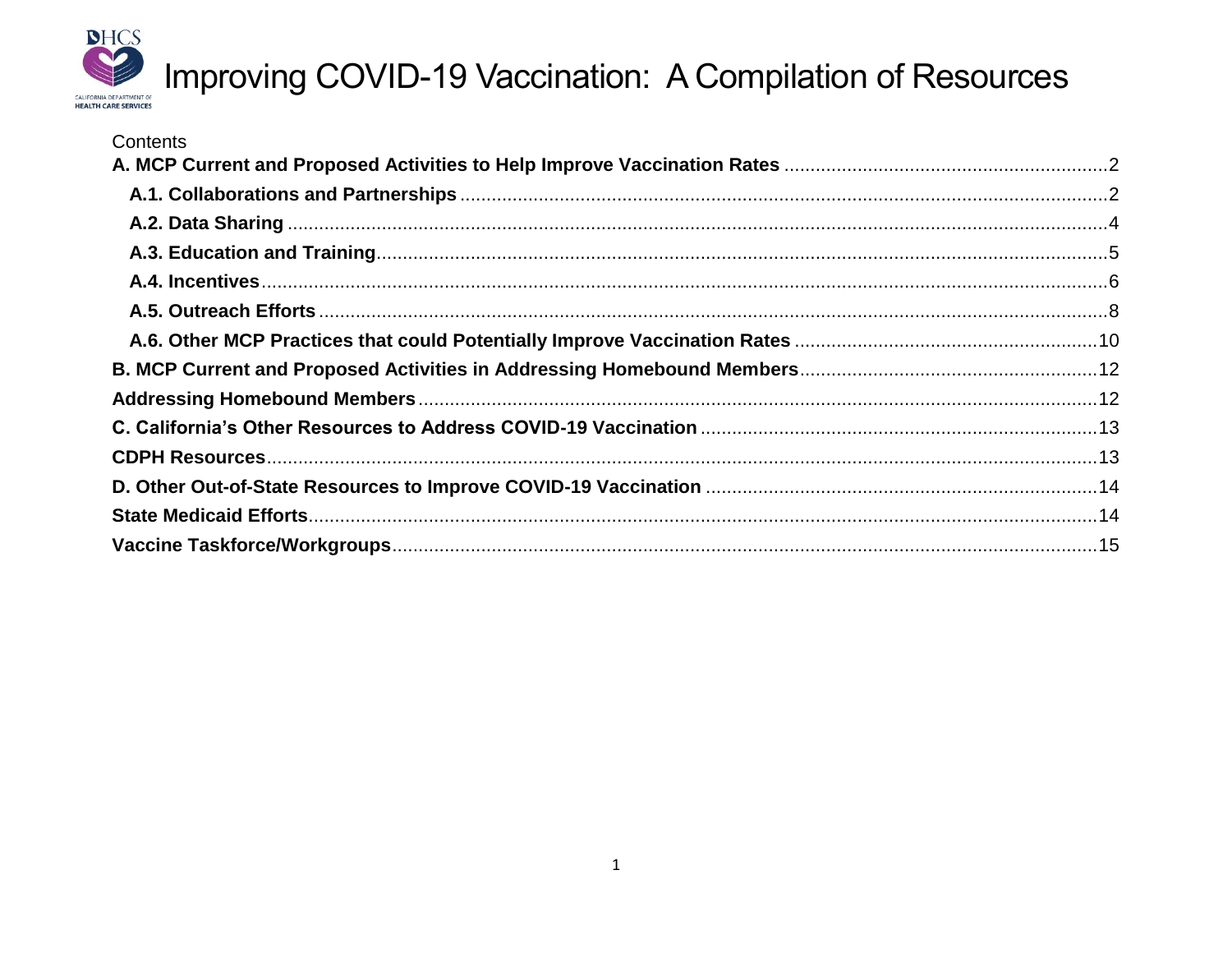# Improving COVID-19 Vaccination: A Compilation of Resources

Contents

**A. MCP Current and Proposed Activities to Help Improve Vaccination Rates** ....... 2

- **A.1. Collaborations and Partnerships** ....... 2
- **A.2. Data Sharing** ....... 4
- **A.3. Education and Training** ....... 5
- **A.4. Incentives** ....... 6
- **A.5. Outreach Efforts** ....... 8
- **A.6. Other MCP Practices that could Potentially Improve Vaccination Rates** ....... 10

**B. MCP Current and Proposed Activities in Addressing Homebound Members** ....... 12

**Addressing Homebound Members** ....... 12

**C. California's Other Resources to Address COVID-19 Vaccination** ....... 13

**CDPH Resources** ....... 13

**D. Other Out-of-State Resources to Improve COVID-19 Vaccination** ....... 14

**State Medicaid Efforts** ....... 14

**Vaccine Taskforce/Workgroups** ....... 15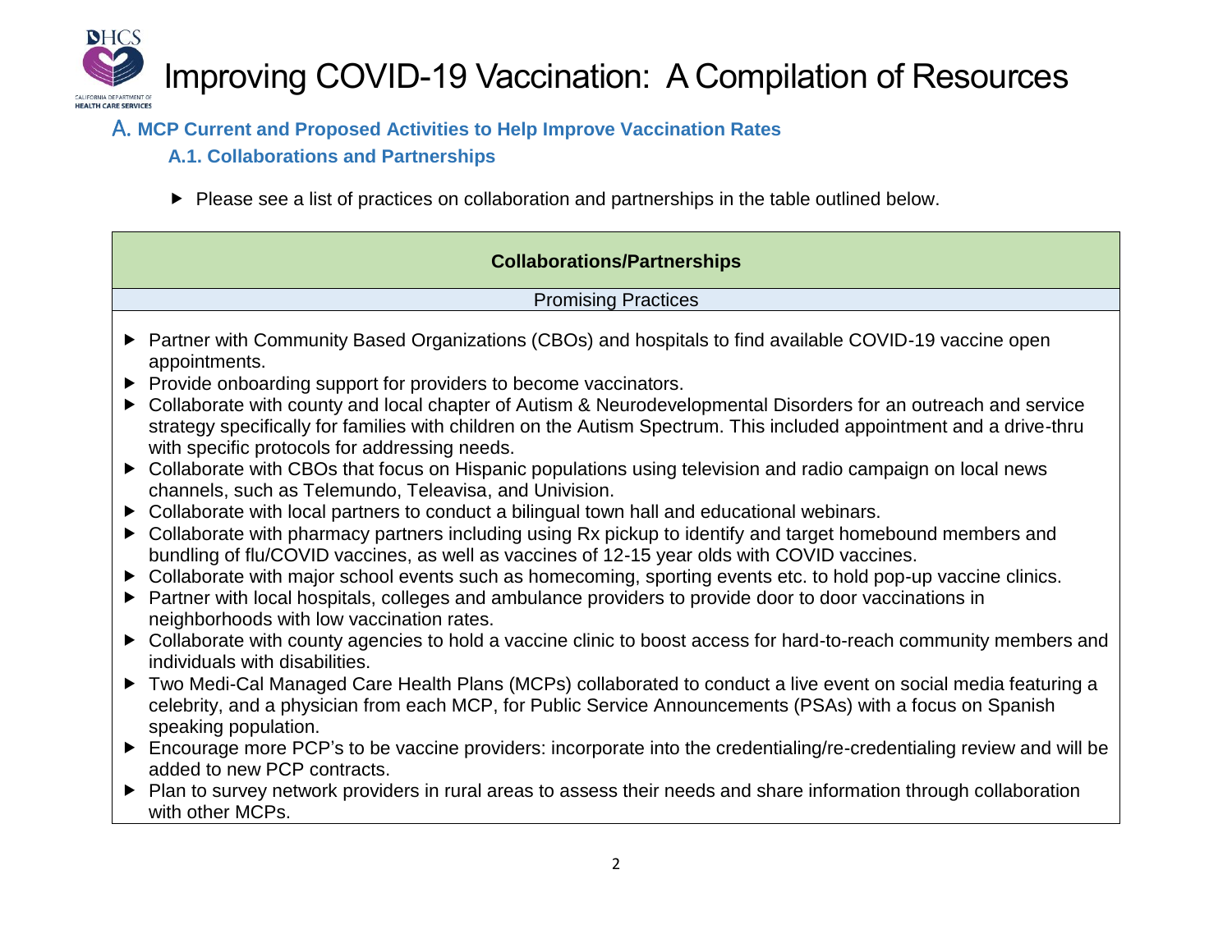# Improving COVID-19 Vaccination: A Compilation of Resources

## A. MCP Current and Proposed Activities to Help Improve Vaccination Rates

### A.1. Collaborations and Partnerships

- Please see a list of practices on collaboration and partnerships in the table outlined below.

| Collaborations/Partnerships |
|---|
| Promising Practices |
| ▶ Partner with Community Based Organizations (CBOs) and hospitals to find available COVID-19 vaccine open appointments.<br>▶ Provide onboarding support for providers to become vaccinators.<br>▶ Collaborate with county and local chapter of Autism & Neurodevelopmental Disorders for an outreach and service strategy specifically for families with children on the Autism Spectrum. This included appointment and a drive-thru with specific protocols for addressing needs.<br>▶ Collaborate with CBOs that focus on Hispanic populations using television and radio campaign on local news channels, such as Telemundo, Teleavisa, and Univision.<br>▶ Collaborate with local partners to conduct a bilingual town hall and educational webinars.<br>▶ Collaborate with pharmacy partners including using Rx pickup to identify and target homebound members and bundling of flu/COVID vaccines, as well as vaccines of 12-15 year olds with COVID vaccines.<br>▶ Collaborate with major school events such as homecoming, sporting events etc. to hold pop-up vaccine clinics.<br>▶ Partner with local hospitals, colleges and ambulance providers to provide door to door vaccinations in neighborhoods with low vaccination rates.<br>▶ Collaborate with county agencies to hold a vaccine clinic to boost access for hard-to-reach community members and individuals with disabilities.<br>▶ Two Medi-Cal Managed Care Health Plans (MCPs) collaborated to conduct a live event on social media featuring a celebrity, and a physician from each MCP, for Public Service Announcements (PSAs) with a focus on Spanish speaking population.<br>▶ Encourage more PCP's to be vaccine providers: incorporate into the credentialing/re-credentialing review and will be added to new PCP contracts.<br>▶ Plan to survey network providers in rural areas to assess their needs and share information through collaboration with other MCPs. |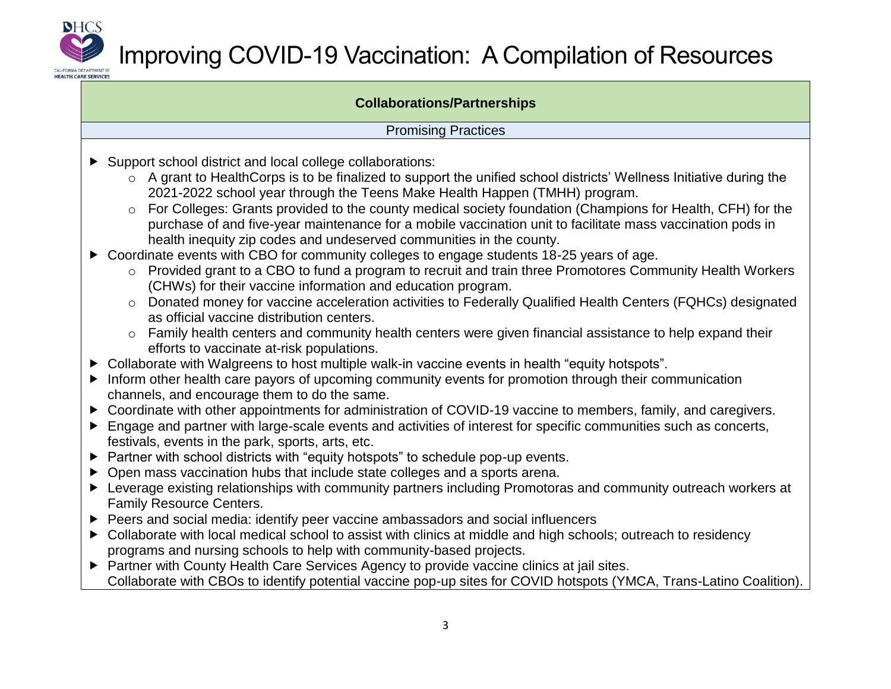# Improving COVID-19 Vaccination: A Compilation of Resources

## Collaborations/Partnerships

### Promising Practices

- Support school district and local college collaborations:
  - A grant to HealthCorps is to be finalized to support the unified school districts' Wellness Initiative during the 2021-2022 school year through the Teens Make Health Happen (TMHH) program.
  - For Colleges: Grants provided to the county medical society foundation (Champions for Health, CFH) for the purchase of and five-year maintenance for a mobile vaccination unit to facilitate mass vaccination pods in health inequity zip codes and undeserved communities in the county.
- Coordinate events with CBO for community colleges to engage students 18-25 years of age.
  - Provided grant to a CBO to fund a program to recruit and train three Promotores Community Health Workers (CHWs) for their vaccine information and education program.
  - Donated money for vaccine acceleration activities to Federally Qualified Health Centers (FQHCs) designated as official vaccine distribution centers.
  - Family health centers and community health centers were given financial assistance to help expand their efforts to vaccinate at-risk populations.
- Collaborate with Walgreens to host multiple walk-in vaccine events in health "equity hotspots".
- Inform other health care payors of upcoming community events for promotion through their communication channels, and encourage them to do the same.
- Coordinate with other appointments for administration of COVID-19 vaccine to members, family, and caregivers.
- Engage and partner with large-scale events and activities of interest for specific communities such as concerts, festivals, events in the park, sports, arts, etc.
- Partner with school districts with "equity hotspots" to schedule pop-up events.
- Open mass vaccination hubs that include state colleges and a sports arena.
- Leverage existing relationships with community partners including Promotoras and community outreach workers at Family Resource Centers.
- Peers and social media: identify peer vaccine ambassadors and social influencers
- Collaborate with local medical school to assist with clinics at middle and high schools; outreach to residency programs and nursing schools to help with community-based projects.
- Partner with County Health Care Services Agency to provide vaccine clinics at jail sites. Collaborate with CBOs to identify potential vaccine pop-up sites for COVID hotspots (YMCA, Trans-Latino Coalition).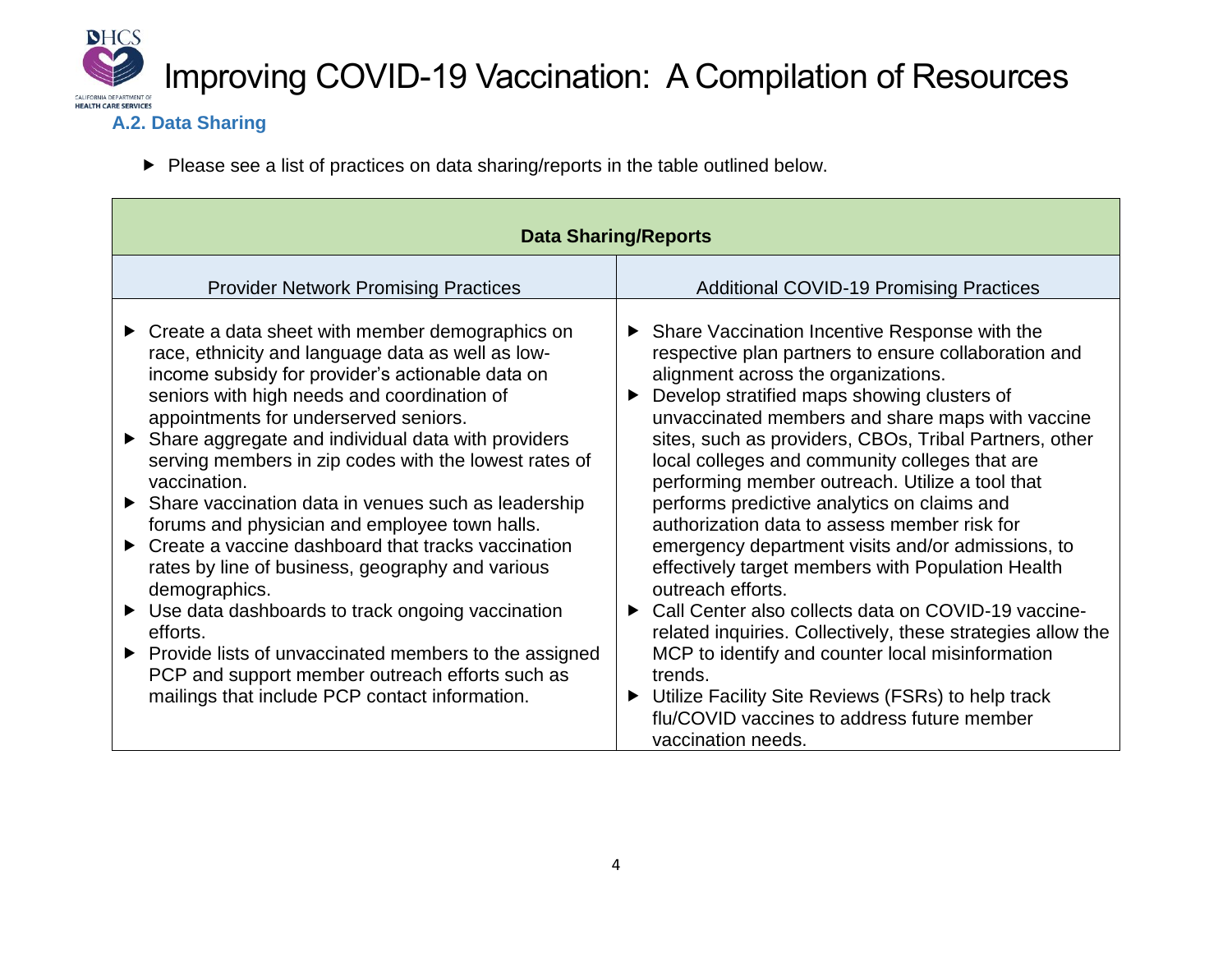### A.2. Data Sharing

- Please see a list of practices on data sharing/reports in the table outlined below.

| Data Sharing/Reports | |
|---|---|
| Provider Network Promising Practices | Additional COVID-19 Promising Practices |
| ▶ Create a data sheet with member demographics on race, ethnicity and language data as well as low-income subsidy for provider's actionable data on seniors with high needs and coordination of appointments for underserved seniors.<br>▶ Share aggregate and individual data with providers serving members in zip codes with the lowest rates of vaccination.<br>▶ Share vaccination data in venues such as leadership forums and physician and employee town halls.<br>▶ Create a vaccine dashboard that tracks vaccination rates by line of business, geography and various demographics.<br>▶ Use data dashboards to track ongoing vaccination efforts.<br>▶ Provide lists of unvaccinated members to the assigned PCP and support member outreach efforts such as mailings that include PCP contact information. | ▶ Share Vaccination Incentive Response with the respective plan partners to ensure collaboration and alignment across the organizations.<br>▶ Develop stratified maps showing clusters of unvaccinated members and share maps with vaccine sites, such as providers, CBOs, Tribal Partners, other local colleges and community colleges that are performing member outreach. Utilize a tool that performs predictive analytics on claims and authorization data to assess member risk for emergency department visits and/or admissions, to effectively target members with Population Health outreach efforts.<br>▶ Call Center also collects data on COVID-19 vaccine-related inquiries. Collectively, these strategies allow the MCP to identify and counter local misinformation trends.<br>▶ Utilize Facility Site Reviews (FSRs) to help track flu/COVID vaccines to address future member vaccination needs. |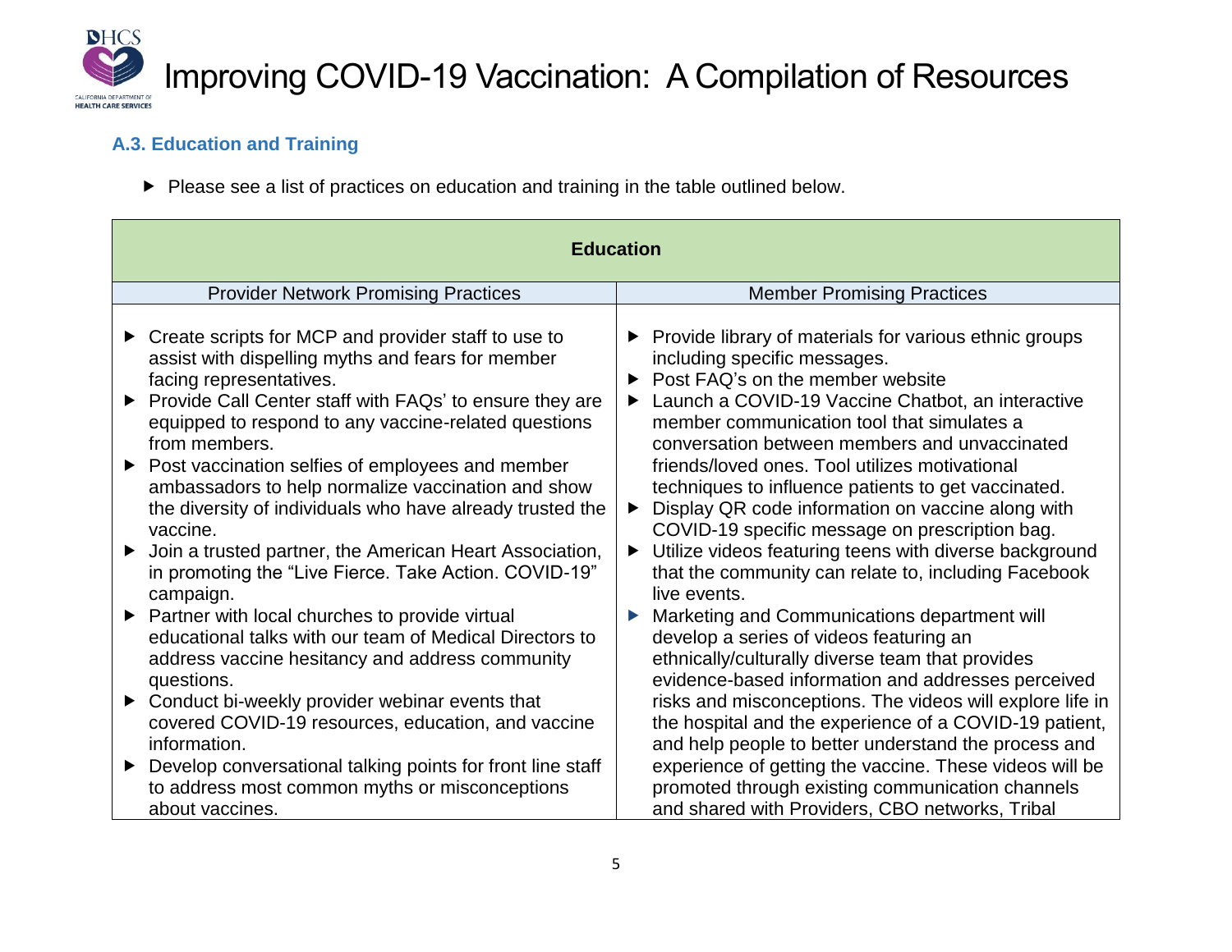## A.3. Education and Training

- Please see a list of practices on education and training in the table outlined below.

| Education | |
|---|---|
| Provider Network Promising Practices | Member Promising Practices |
| ▶ Create scripts for MCP and provider staff to use to assist with dispelling myths and fears for member facing representatives.<br>▶ Provide Call Center staff with FAQs' to ensure they are equipped to respond to any vaccine-related questions from members.<br>▶ Post vaccination selfies of employees and member ambassadors to help normalize vaccination and show the diversity of individuals who have already trusted the vaccine.<br>▶ Join a trusted partner, the American Heart Association, in promoting the "Live Fierce. Take Action. COVID-19" campaign.<br>▶ Partner with local churches to provide virtual educational talks with our team of Medical Directors to address vaccine hesitancy and address community questions.<br>▶ Conduct bi-weekly provider webinar events that covered COVID-19 resources, education, and vaccine information.<br>▶ Develop conversational talking points for front line staff to address most common myths or misconceptions about vaccines. | ▶ Provide library of materials for various ethnic groups including specific messages.<br>▶ Post FAQ's on the member website<br>▶ Launch a COVID-19 Vaccine Chatbot, an interactive member communication tool that simulates a conversation between members and unvaccinated friends/loved ones. Tool utilizes motivational techniques to influence patients to get vaccinated.<br>▶ Display QR code information on vaccine along with COVID-19 specific message on prescription bag.<br>▶ Utilize videos featuring teens with diverse background that the community can relate to, including Facebook live events.<br>▶ Marketing and Communications department will develop a series of videos featuring an ethnically/culturally diverse team that provides evidence-based information and addresses perceived risks and misconceptions. The videos will explore life in the hospital and the experience of a COVID-19 patient, and help people to better understand the process and experience of getting the vaccine. These videos will be promoted through existing communication channels and shared with Providers, CBO networks, Tribal |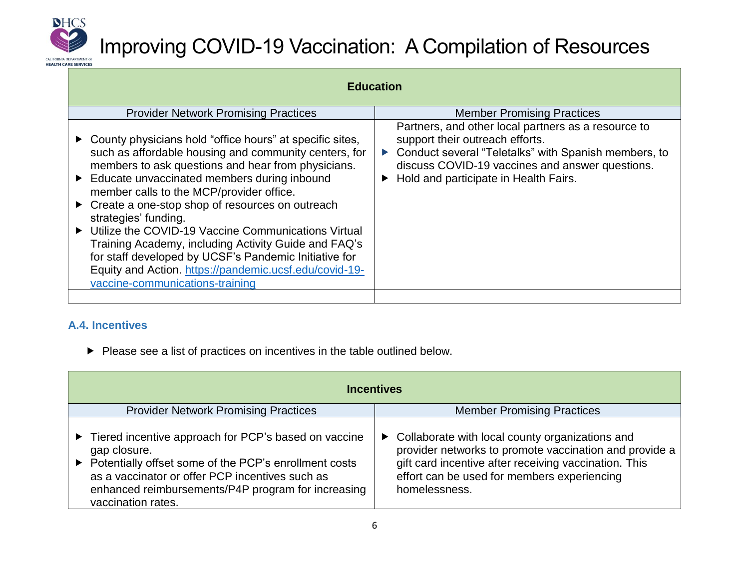| Education | |
|---|---|
| Provider Network Promising Practices | Member Promising Practices |
| ▶ County physicians hold "office hours" at specific sites, such as affordable housing and community centers, for members to ask questions and hear from physicians.<br>▶ Educate unvaccinated members during inbound member calls to the MCP/provider office.<br>▶ Create a one-stop shop of resources on outreach strategies' funding.<br>▶ Utilize the COVID-19 Vaccine Communications Virtual Training Academy, including Activity Guide and FAQ's for staff developed by UCSF's Pandemic Initiative for Equity and Action. https://pandemic.ucsf.edu/covid-19-vaccine-communications-training | Partners, and other local partners as a resource to support their outreach efforts.<br>▶ Conduct several "Teletalks" with Spanish members, to discuss COVID-19 vaccines and answer questions.<br>▶ Hold and participate in Health Fairs. |
| | |

### A.4. Incentives

- Please see a list of practices on incentives in the table outlined below.

| Incentives | |
|---|---|
| Provider Network Promising Practices | Member Promising Practices |
| ▶ Tiered incentive approach for PCP's based on vaccine gap closure.<br>▶ Potentially offset some of the PCP's enrollment costs as a vaccinator or offer PCP incentives such as enhanced reimbursements/P4P program for increasing vaccination rates. | ▶ Collaborate with local county organizations and provider networks to promote vaccination and provide a gift card incentive after receiving vaccination. This effort can be used for members experiencing homelessness. |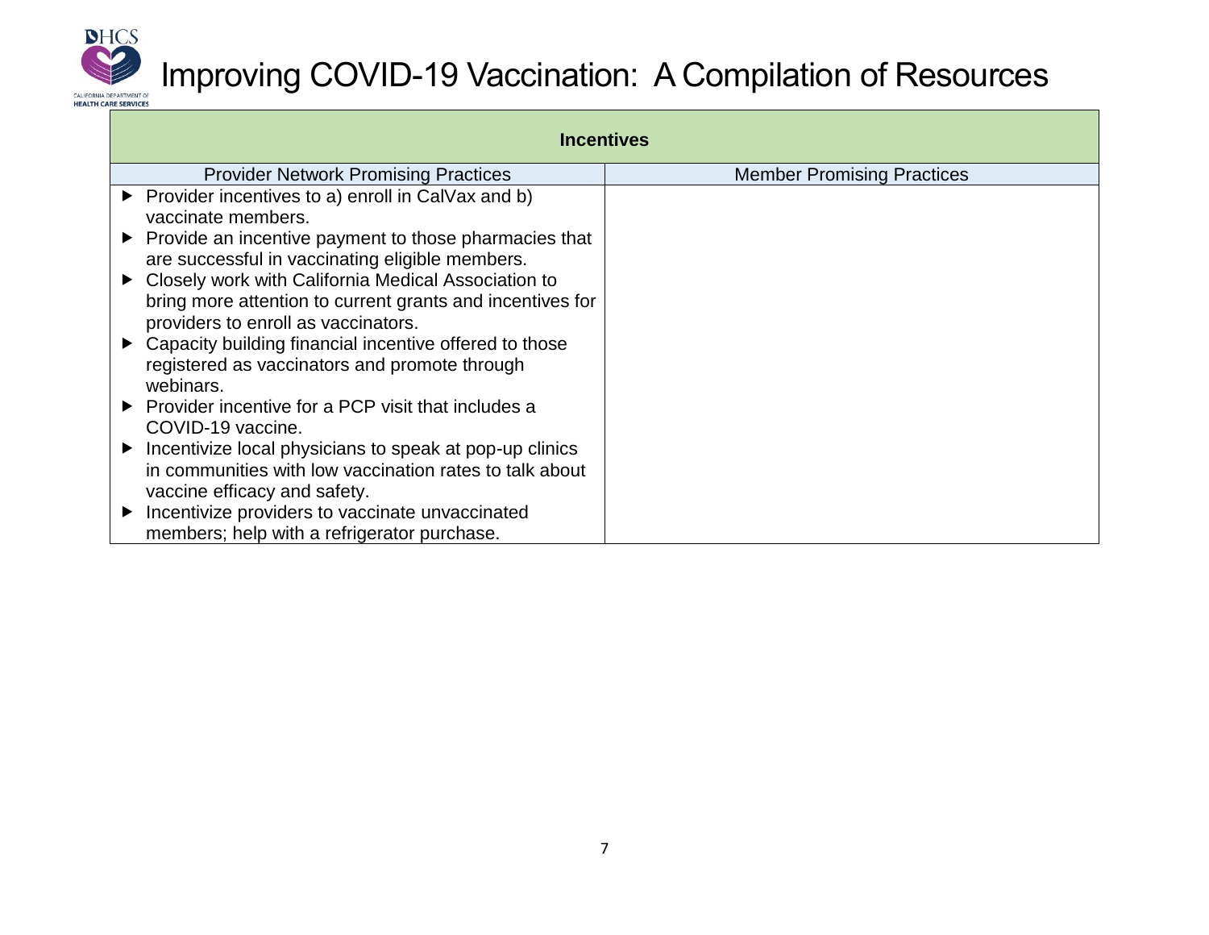# Improving COVID-19 Vaccination: A Compilation of Resources

| Incentives | |
|---|---|
| **Provider Network Promising Practices** | **Member Promising Practices** |
| ▶ Provider incentives to a) enroll in CalVax and b) vaccinate members.<br>▶ Provide an incentive payment to those pharmacies that are successful in vaccinating eligible members.<br>▶ Closely work with California Medical Association to bring more attention to current grants and incentives for providers to enroll as vaccinators.<br>▶ Capacity building financial incentive offered to those registered as vaccinators and promote through webinars.<br>▶ Provider incentive for a PCP visit that includes a COVID-19 vaccine.<br>▶ Incentivize local physicians to speak at pop-up clinics in communities with low vaccination rates to talk about vaccine efficacy and safety.<br>▶ Incentivize providers to vaccinate unvaccinated members; help with a refrigerator purchase. | |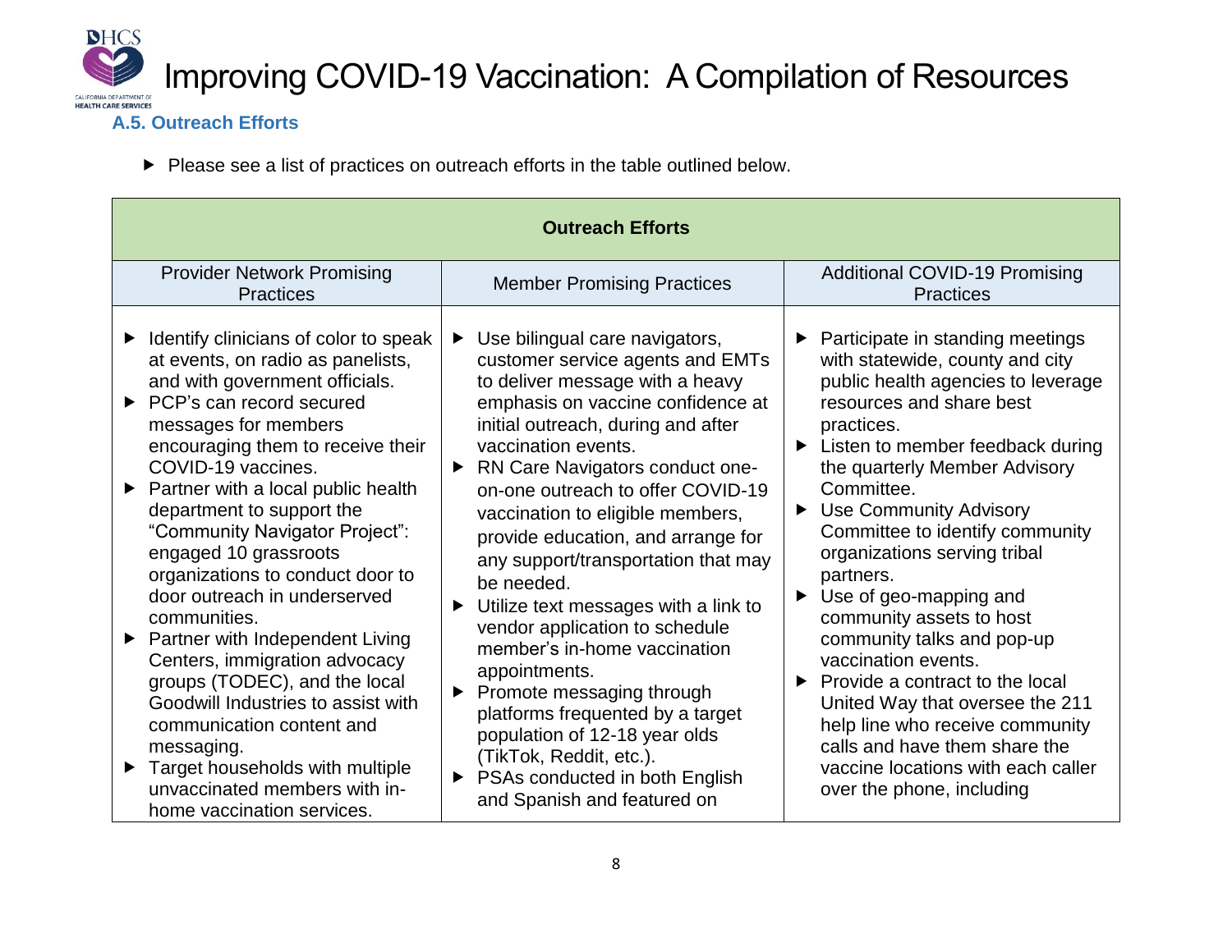### A.5. Outreach Efforts

- Please see a list of practices on outreach efforts in the table outlined below.

| Outreach Efforts | | |
|---|---|---|
| Provider Network Promising Practices | Member Promising Practices | Additional COVID-19 Promising Practices |
| ▶ Identify clinicians of color to speak at events, on radio as panelists, and with government officials.<br>▶ PCP's can record secured messages for members encouraging them to receive their COVID-19 vaccines.<br>▶ Partner with a local public health department to support the "Community Navigator Project": engaged 10 grassroots organizations to conduct door to door outreach in underserved communities.<br>▶ Partner with Independent Living Centers, immigration advocacy groups (TODEC), and the local Goodwill Industries to assist with communication content and messaging.<br>▶ Target households with multiple unvaccinated members with in-home vaccination services. | ▶ Use bilingual care navigators, customer service agents and EMTs to deliver message with a heavy emphasis on vaccine confidence at initial outreach, during and after vaccination events.<br>▶ RN Care Navigators conduct one-on-one outreach to offer COVID-19 vaccination to eligible members, provide education, and arrange for any support/transportation that may be needed.<br>▶ Utilize text messages with a link to vendor application to schedule member's in-home vaccination appointments.<br>▶ Promote messaging through platforms frequented by a target population of 12-18 year olds (TikTok, Reddit, etc.).<br>▶ PSAs conducted in both English and Spanish and featured on | ▶ Participate in standing meetings with statewide, county and city public health agencies to leverage resources and share best practices.<br>▶ Listen to member feedback during the quarterly Member Advisory Committee.<br>▶ Use Community Advisory Committee to identify community organizations serving tribal partners.<br>▶ Use of geo-mapping and community assets to host community talks and pop-up vaccination events.<br>▶ Provide a contract to the local United Way that oversee the 211 help line who receive community calls and have them share the vaccine locations with each caller over the phone, including |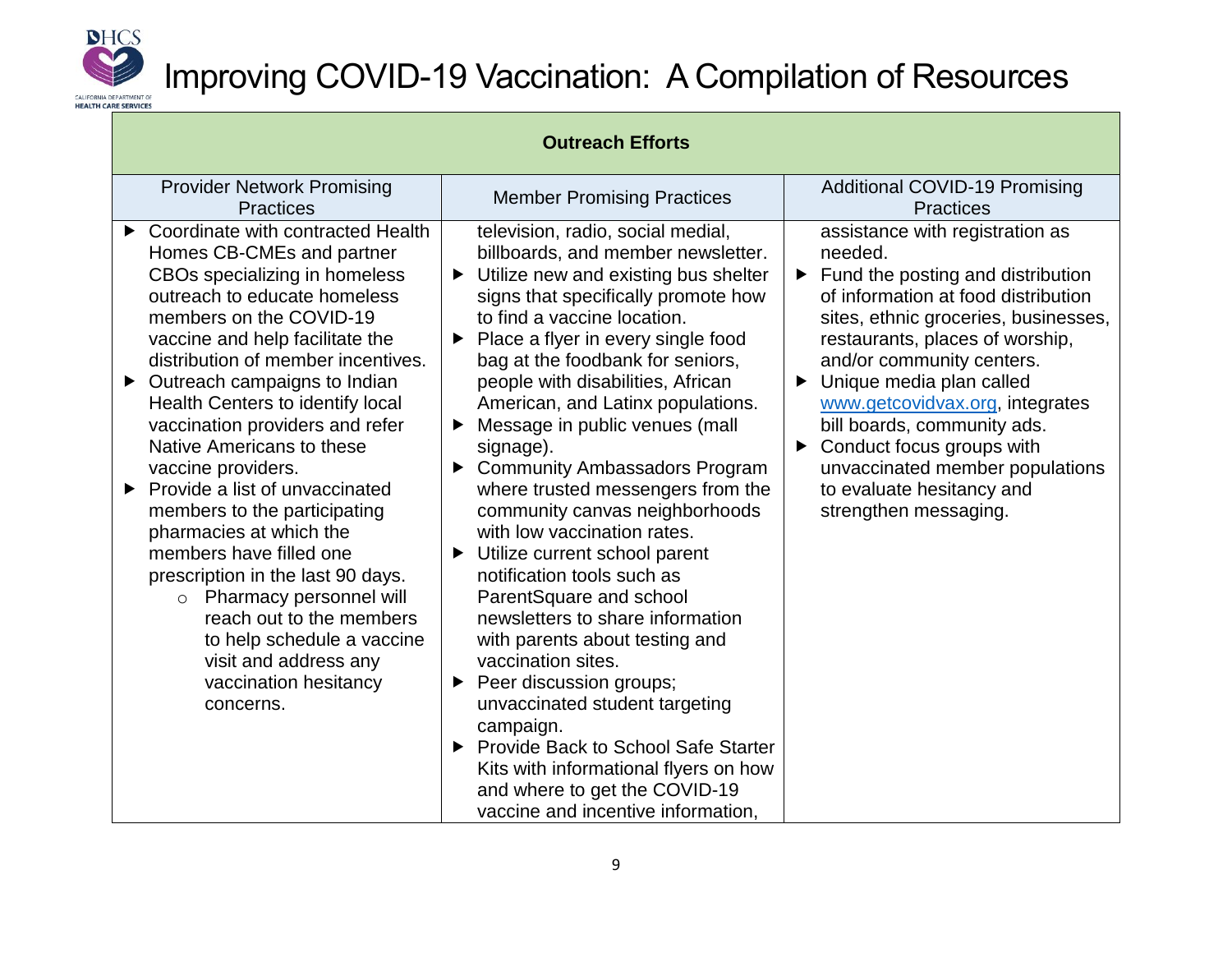# Improving COVID-19 Vaccination: A Compilation of Resources

| Outreach Efforts | | |
|---|---|---|
| Provider Network Promising Practices | Member Promising Practices | Additional COVID-19 Promising Practices |
| ▶ Coordinate with contracted Health Homes CB-CMEs and partner CBOs specializing in homeless outreach to educate homeless members on the COVID-19 vaccine and help facilitate the distribution of member incentives.<br>▶ Outreach campaigns to Indian Health Centers to identify local vaccination providers and refer Native Americans to these vaccine providers.<br>▶ Provide a list of unvaccinated members to the participating pharmacies at which the members have filled one prescription in the last 90 days.<br>&nbsp;&nbsp;&nbsp;&nbsp;○ Pharmacy personnel will reach out to the members to help schedule a vaccine visit and address any vaccination hesitancy concerns. | television, radio, social medial, billboards, and member newsletter.<br>▶ Utilize new and existing bus shelter signs that specifically promote how to find a vaccine location.<br>▶ Place a flyer in every single food bag at the foodbank for seniors, people with disabilities, African American, and Latinx populations.<br>▶ Message in public venues (mall signage).<br>▶ Community Ambassadors Program where trusted messengers from the community canvas neighborhoods with low vaccination rates.<br>▶ Utilize current school parent notification tools such as ParentSquare and school newsletters to share information with parents about testing and vaccination sites.<br>▶ Peer discussion groups; unvaccinated student targeting campaign.<br>▶ Provide Back to School Safe Starter Kits with informational flyers on how and where to get the COVID-19 vaccine and incentive information, | assistance with registration as needed.<br>▶ Fund the posting and distribution of information at food distribution sites, ethnic groceries, businesses, restaurants, places of worship, and/or community centers.<br>▶ Unique media plan called www.getcovidvax.org, integrates bill boards, community ads.<br>▶ Conduct focus groups with unvaccinated member populations to evaluate hesitancy and strengthen messaging. |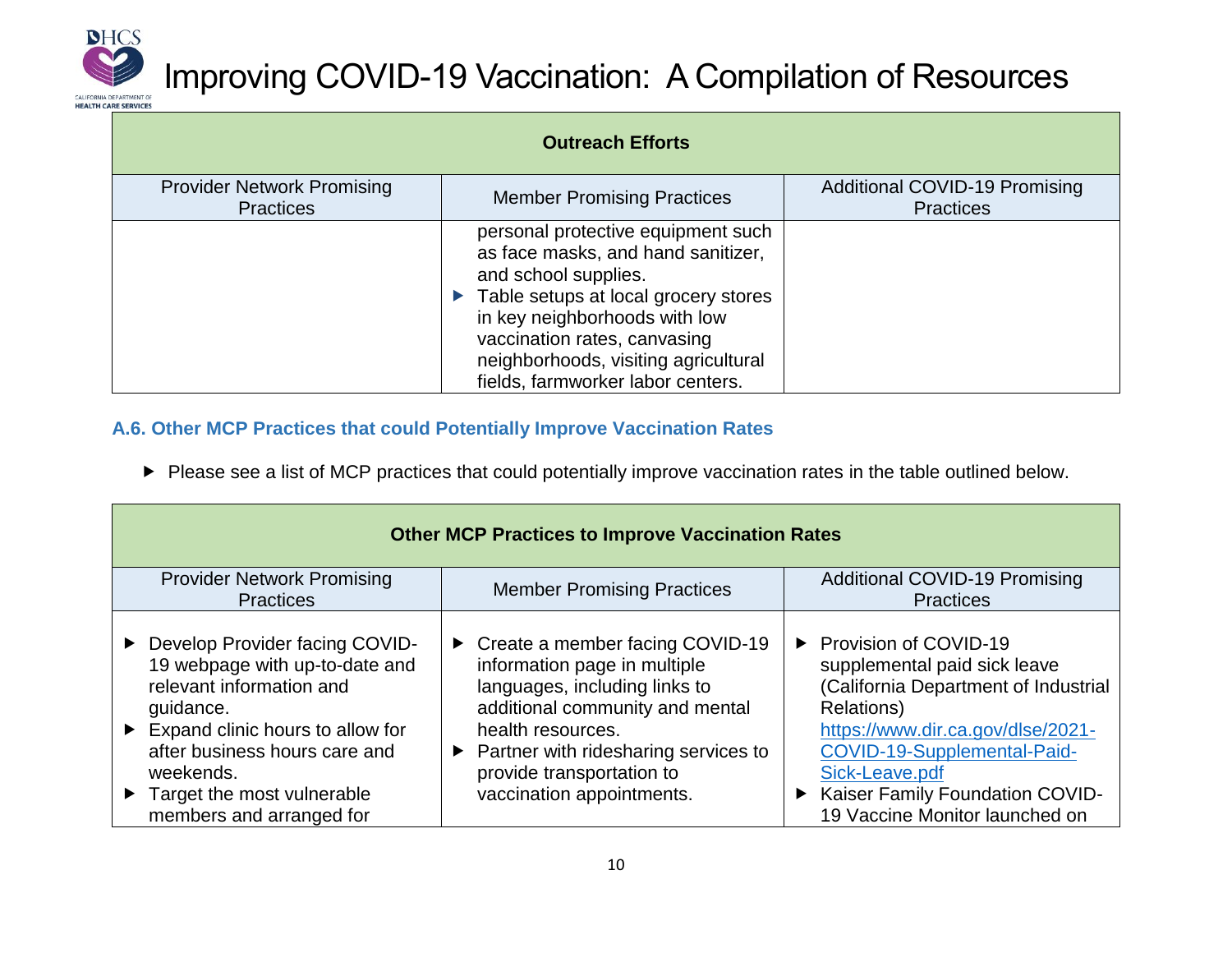| Outreach Efforts | | |
|---|---|---|
| Provider Network Promising Practices | Member Promising Practices | Additional COVID-19 Promising Practices |
| | personal protective equipment such as face masks, and hand sanitizer, and school supplies.<br>▶ Table setups at local grocery stores in key neighborhoods with low vaccination rates, canvasing neighborhoods, visiting agricultural fields, farmworker labor centers. | |

### A.6. Other MCP Practices that could Potentially Improve Vaccination Rates

- Please see a list of MCP practices that could potentially improve vaccination rates in the table outlined below.

| Other MCP Practices to Improve Vaccination Rates | | |
|---|---|---|
| Provider Network Promising Practices | Member Promising Practices | Additional COVID-19 Promising Practices |
| ▶ Develop Provider facing COVID-19 webpage with up-to-date and relevant information and guidance.<br>▶ Expand clinic hours to allow for after business hours care and weekends.<br>▶ Target the most vulnerable members and arranged for | ▶ Create a member facing COVID-19 information page in multiple languages, including links to additional community and mental health resources.<br>▶ Partner with ridesharing services to provide transportation to vaccination appointments. | ▶ Provision of COVID-19 supplemental paid sick leave (California Department of Industrial Relations) [https://www.dir.ca.gov/dlse/2021-COVID-19-Supplemental-Paid-Sick-Leave.pdf](https://www.dir.ca.gov/dlse/2021-COVID-19-Supplemental-Paid-Sick-Leave.pdf)<br>▶ Kaiser Family Foundation COVID-19 Vaccine Monitor launched on |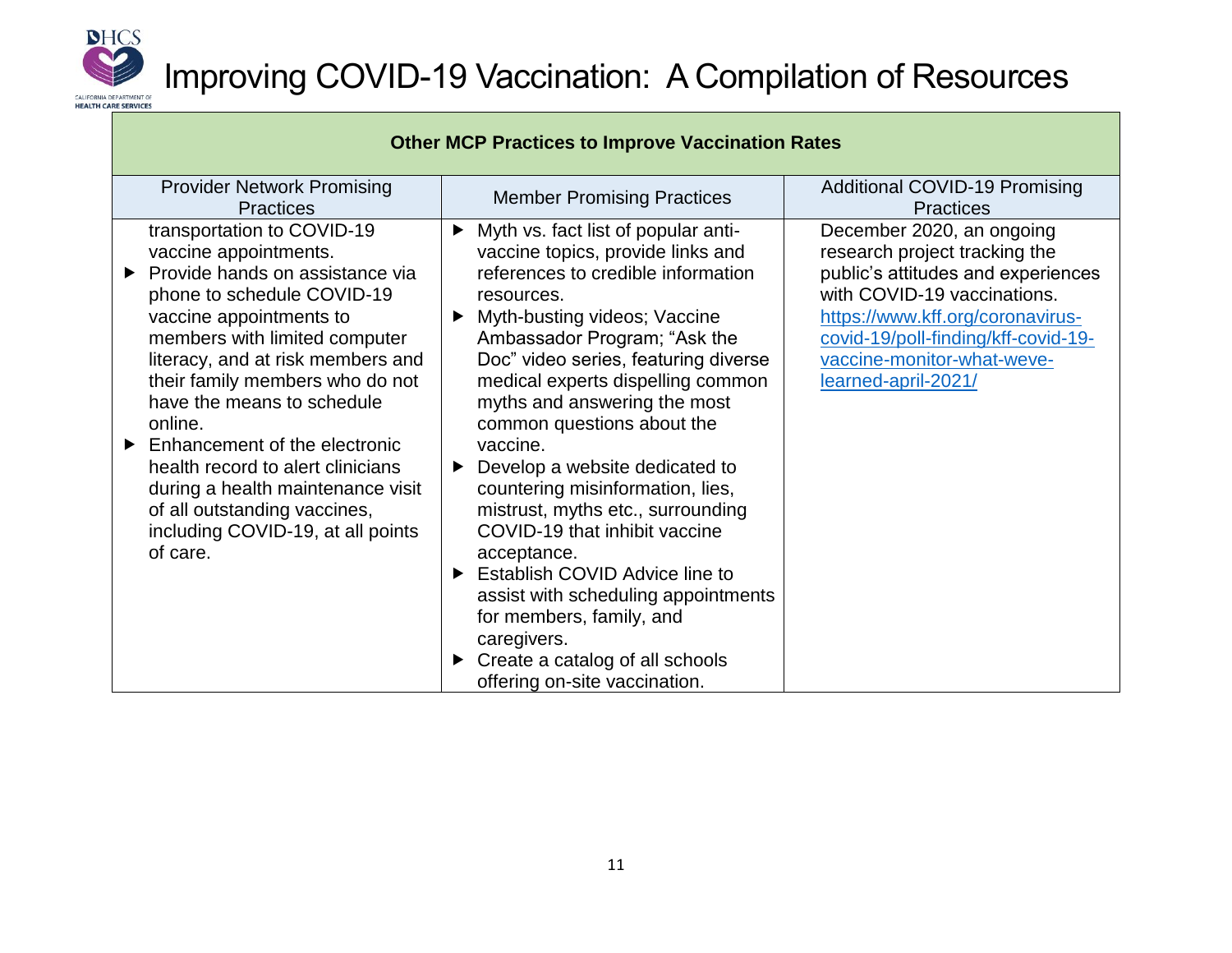| Other MCP Practices to Improve Vaccination Rates | | |
|---|---|---|
| Provider Network Promising Practices | Member Promising Practices | Additional COVID-19 Promising Practices |
| transportation to COVID-19 vaccine appointments.<br>▶ Provide hands on assistance via phone to schedule COVID-19 vaccine appointments to members with limited computer literacy, and at risk members and their family members who do not have the means to schedule online.<br>▶ Enhancement of the electronic health record to alert clinicians during a health maintenance visit of all outstanding vaccines, including COVID-19, at all points of care. | ▶ Myth vs. fact list of popular anti-vaccine topics, provide links and references to credible information resources.<br>▶ Myth-busting videos; Vaccine Ambassador Program; "Ask the Doc" video series, featuring diverse medical experts dispelling common myths and answering the most common questions about the vaccine.<br>▶ Develop a website dedicated to countering misinformation, lies, mistrust, myths etc., surrounding COVID-19 that inhibit vaccine acceptance.<br>▶ Establish COVID Advice line to assist with scheduling appointments for members, family, and caregivers.<br>▶ Create a catalog of all schools offering on-site vaccination. | December 2020, an ongoing research project tracking the public's attitudes and experiences with COVID-19 vaccinations. https://www.kff.org/coronavirus-covid-19/poll-finding/kff-covid-19-vaccine-monitor-what-weve-learned-april-2021/ |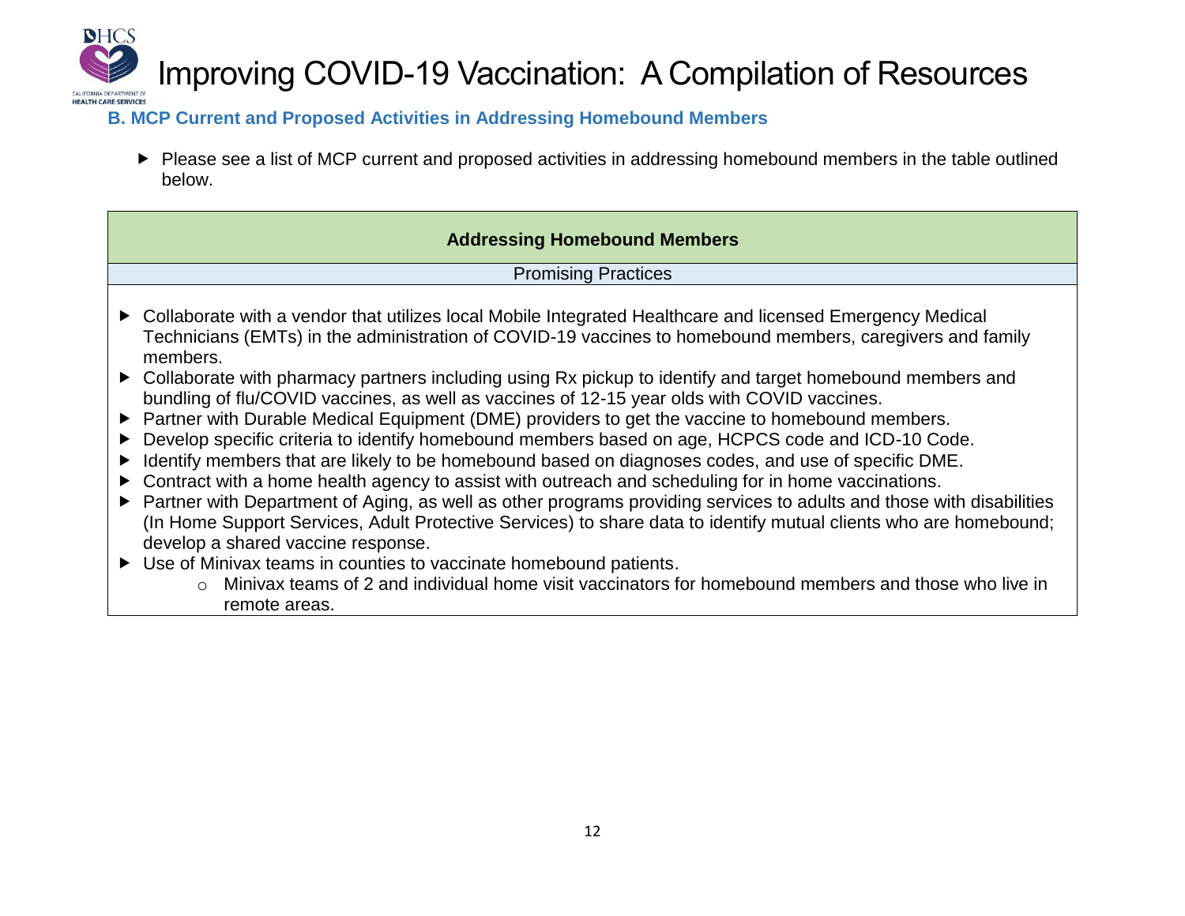### B. MCP Current and Proposed Activities in Addressing Homebound Members

- Please see a list of MCP current and proposed activities in addressing homebound members in the table outlined below.

| Addressing Homebound Members |
|---|
| Promising Practices |
| ▶ Collaborate with a vendor that utilizes local Mobile Integrated Healthcare and licensed Emergency Medical Technicians (EMTs) in the administration of COVID-19 vaccines to homebound members, caregivers and family members.<br>▶ Collaborate with pharmacy partners including using Rx pickup to identify and target homebound members and bundling of flu/COVID vaccines, as well as vaccines of 12-15 year olds with COVID vaccines.<br>▶ Partner with Durable Medical Equipment (DME) providers to get the vaccine to homebound members.<br>▶ Develop specific criteria to identify homebound members based on age, HCPCS code and ICD-10 Code.<br>▶ Identify members that are likely to be homebound based on diagnoses codes, and use of specific DME.<br>▶ Contract with a home health agency to assist with outreach and scheduling for in home vaccinations.<br>▶ Partner with Department of Aging, as well as other programs providing services to adults and those with disabilities (In Home Support Services, Adult Protective Services) to share data to identify mutual clients who are homebound; develop a shared vaccine response.<br>▶ Use of Minivax teams in counties to vaccinate homebound patients.<br>&nbsp;&nbsp;&nbsp;&nbsp;o Minivax teams of 2 and individual home visit vaccinators for homebound members and those who live in remote areas. |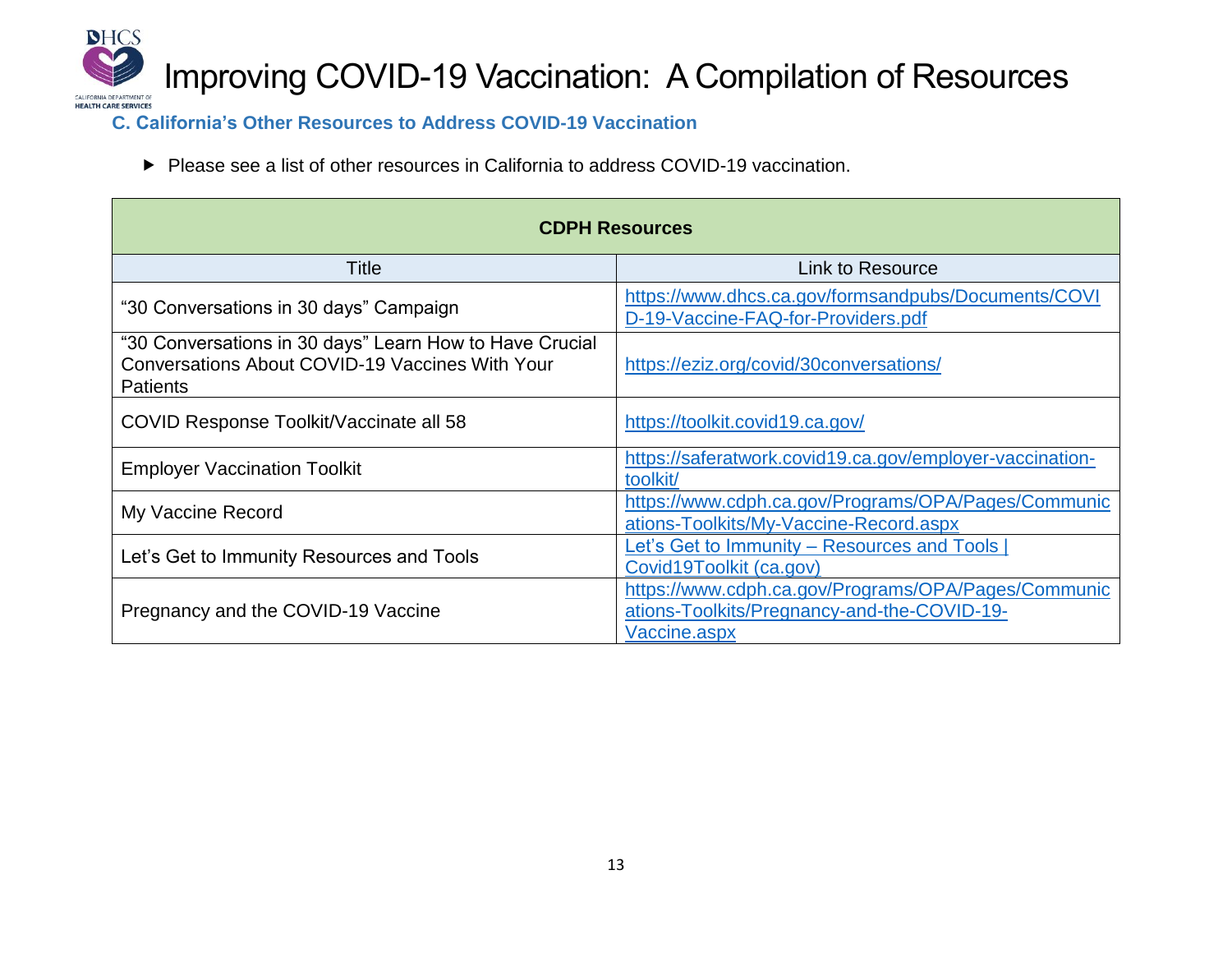### C. California's Other Resources to Address COVID-19 Vaccination

- Please see a list of other resources in California to address COVID-19 vaccination.

| CDPH Resources | |
|---|---|
| **Title** | **Link to Resource** |
| "30 Conversations in 30 days" Campaign | https://www.dhcs.ca.gov/formsandpubs/Documents/COVID-19-Vaccine-FAQ-for-Providers.pdf |
| "30 Conversations in 30 days" Learn How to Have Crucial Conversations About COVID-19 Vaccines With Your Patients | https://eziz.org/covid/30conversations/ |
| COVID Response Toolkit/Vaccinate all 58 | https://toolkit.covid19.ca.gov/ |
| Employer Vaccination Toolkit | https://saferatwork.covid19.ca.gov/employer-vaccination-toolkit/ |
| My Vaccine Record | https://www.cdph.ca.gov/Programs/OPA/Pages/Communications-Toolkits/My-Vaccine-Record.aspx |
| Let's Get to Immunity Resources and Tools | Let's Get to Immunity – Resources and Tools \| Covid19Toolkit (ca.gov) |
| Pregnancy and the COVID-19 Vaccine | https://www.cdph.ca.gov/Programs/OPA/Pages/Communications-Toolkits/Pregnancy-and-the-COVID-19-Vaccine.aspx |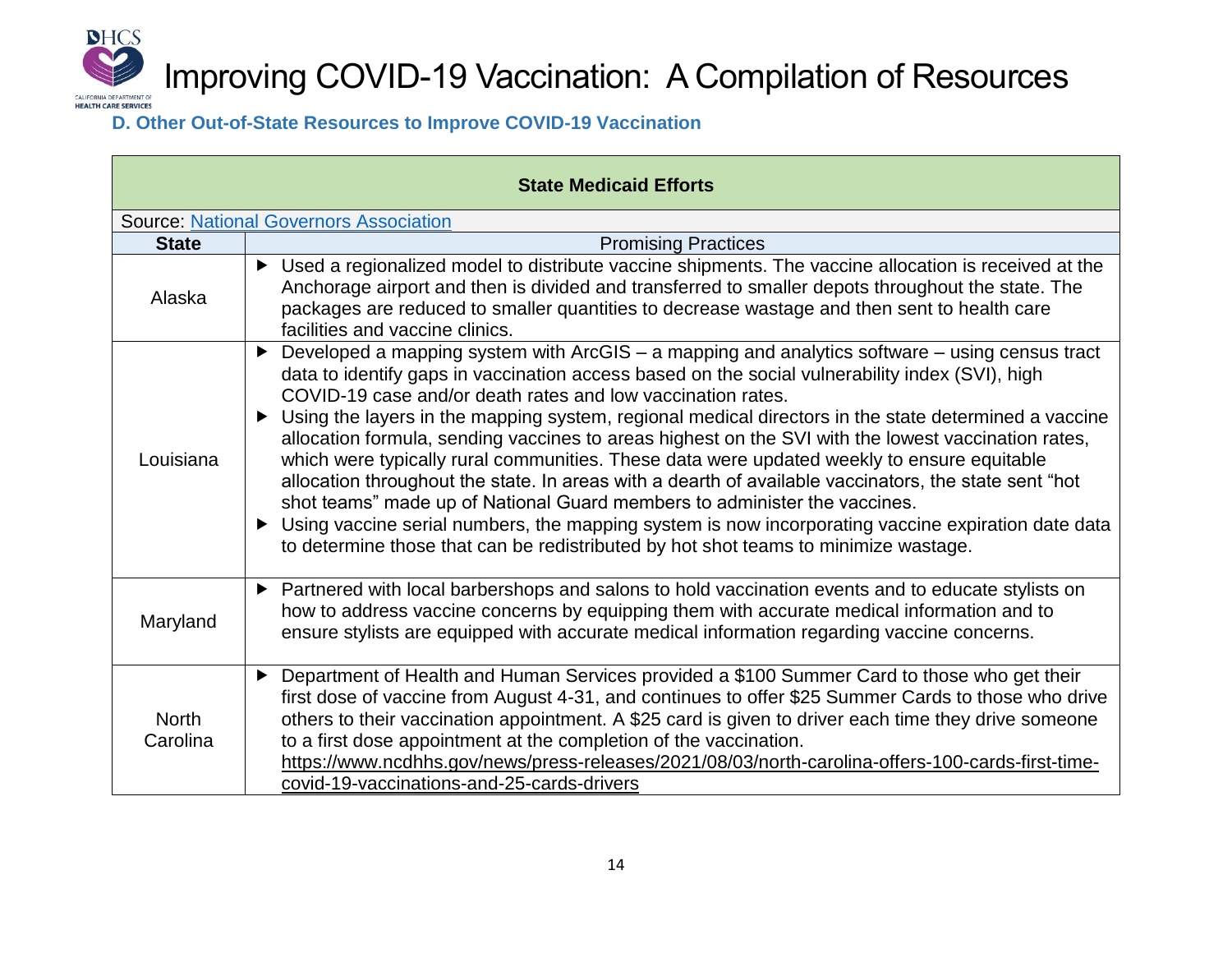# Improving COVID-19 Vaccination: A Compilation of Resources

### D. Other Out-of-State Resources to Improve COVID-19 Vaccination

| **State Medicaid Efforts** | |
|---|---|
| Source: National Governors Association | |
| **State** | Promising Practices |
| Alaska | ▶ Used a regionalized model to distribute vaccine shipments. The vaccine allocation is received at the Anchorage airport and then is divided and transferred to smaller depots throughout the state. The packages are reduced to smaller quantities to decrease wastage and then sent to health care facilities and vaccine clinics. |
| Louisiana | ▶ Developed a mapping system with ArcGIS – a mapping and analytics software – using census tract data to identify gaps in vaccination access based on the social vulnerability index (SVI), high COVID-19 case and/or death rates and low vaccination rates.<br>▶ Using the layers in the mapping system, regional medical directors in the state determined a vaccine allocation formula, sending vaccines to areas highest on the SVI with the lowest vaccination rates, which were typically rural communities. These data were updated weekly to ensure equitable allocation throughout the state. In areas with a dearth of available vaccinators, the state sent "hot shot teams" made up of National Guard members to administer the vaccines.<br>▶ Using vaccine serial numbers, the mapping system is now incorporating vaccine expiration date data to determine those that can be redistributed by hot shot teams to minimize wastage. |
| Maryland | ▶ Partnered with local barbershops and salons to hold vaccination events and to educate stylists on how to address vaccine concerns by equipping them with accurate medical information and to ensure stylists are equipped with accurate medical information regarding vaccine concerns. |
| North Carolina | ▶ Department of Health and Human Services provided a $100 Summer Card to those who get their first dose of vaccine from August 4-31, and continues to offer $25 Summer Cards to those who drive others to their vaccination appointment. A $25 card is given to driver each time they drive someone to a first dose appointment at the completion of the vaccination. https://www.ncdhhs.gov/news/press-releases/2021/08/03/north-carolina-offers-100-cards-first-time-covid-19-vaccinations-and-25-cards-drivers |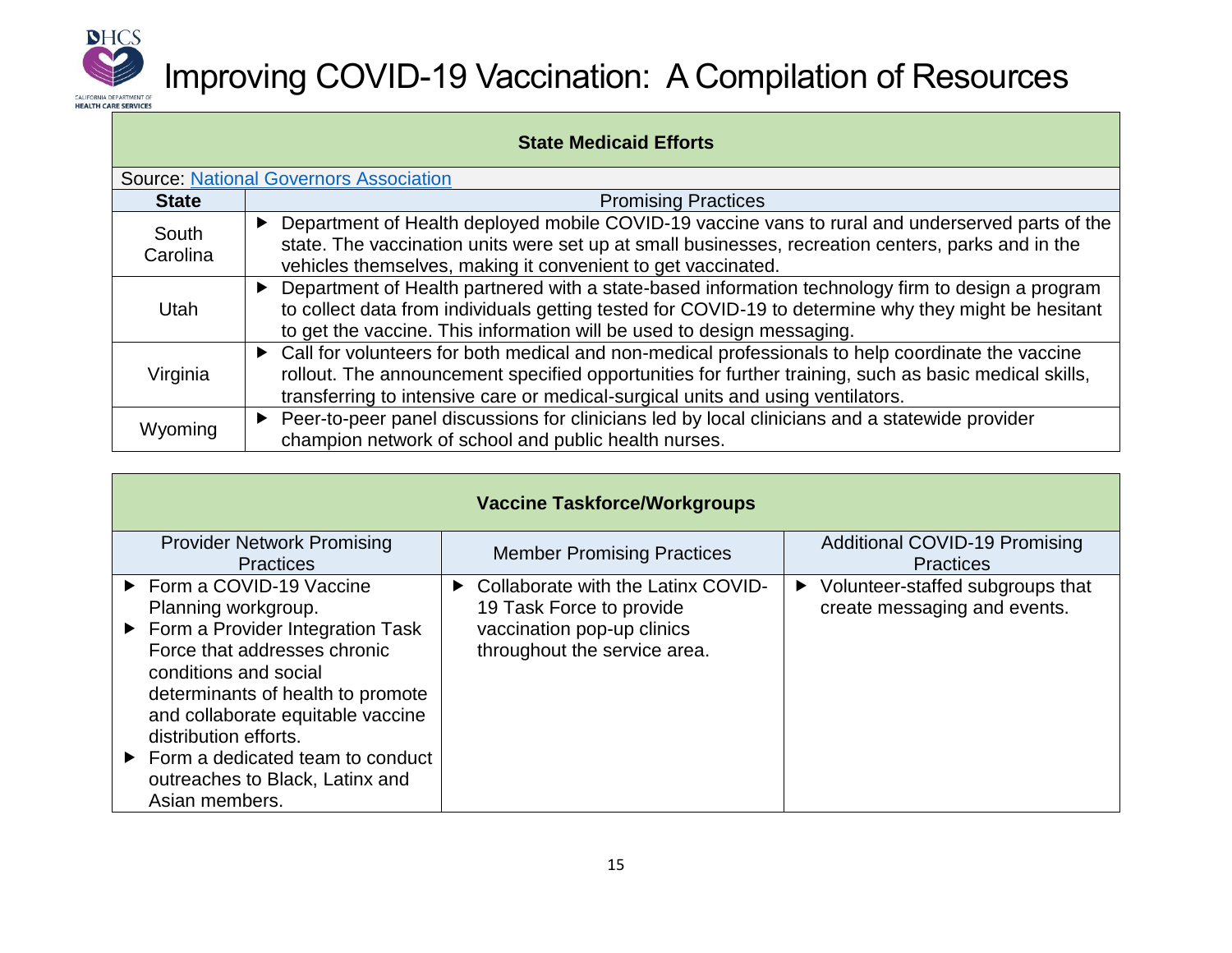# Improving COVID-19 Vaccination: A Compilation of Resources

| **State Medicaid Efforts** | |
|---|---|
| Source: National Governors Association | |
| **State** | Promising Practices |
| South Carolina | ▶ Department of Health deployed mobile COVID-19 vaccine vans to rural and underserved parts of the state. The vaccination units were set up at small businesses, recreation centers, parks and in the vehicles themselves, making it convenient to get vaccinated. |
| Utah | ▶ Department of Health partnered with a state-based information technology firm to design a program to collect data from individuals getting tested for COVID-19 to determine why they might be hesitant to get the vaccine. This information will be used to design messaging. |
| Virginia | ▶ Call for volunteers for both medical and non-medical professionals to help coordinate the vaccine rollout. The announcement specified opportunities for further training, such as basic medical skills, transferring to intensive care or medical-surgical units and using ventilators. |
| Wyoming | ▶ Peer-to-peer panel discussions for clinicians led by local clinicians and a statewide provider champion network of school and public health nurses. |

| **Vaccine Taskforce/Workgroups** | | |
|---|---|---|
| Provider Network Promising Practices | Member Promising Practices | Additional COVID-19 Promising Practices |
| ▶ Form a COVID-19 Vaccine Planning workgroup.<br>▶ Form a Provider Integration Task Force that addresses chronic conditions and social determinants of health to promote and collaborate equitable vaccine distribution efforts.<br>▶ Form a dedicated team to conduct outreaches to Black, Latinx and Asian members. | ▶ Collaborate with the Latinx COVID-19 Task Force to provide vaccination pop-up clinics throughout the service area. | ▶ Volunteer-staffed subgroups that create messaging and events. |